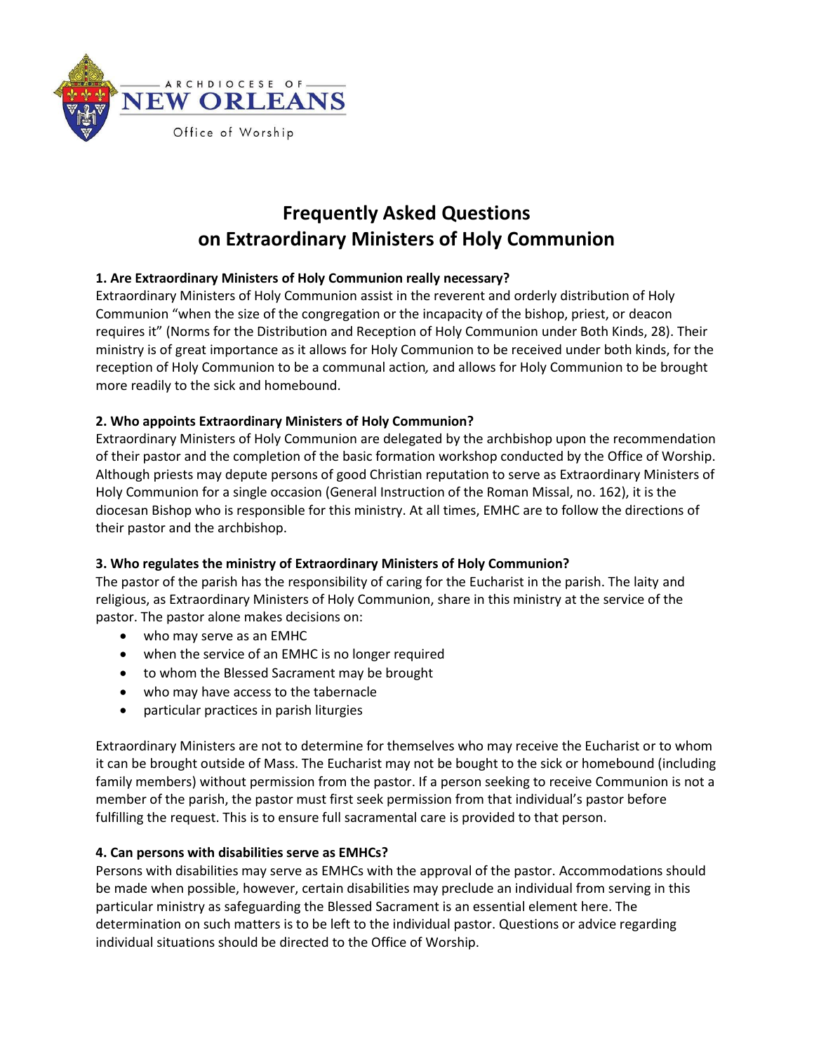ARCHDIOCESE OF NEW ORLEANS

Office of Worship

# Frequently Asked Questions on Extraordinary Ministers of Holy Communion

**1. Are Extraordinary Ministers of Holy Communion really necessary?**

Extraordinary Ministers of Holy Communion assist in the reverent and orderly distribution of Holy Communion "when the size of the congregation or the incapacity of the bishop, priest, or deacon requires it" (Norms for the Distribution and Reception of Holy Communion under Both Kinds, 28). Their ministry is of great importance as it allows for Holy Communion to be received under both kinds, for the reception of Holy Communion to be a communal action*,* and allows for Holy Communion to be brought more readily to the sick and homebound.

**2. Who appoints Extraordinary Ministers of Holy Communion?**

Extraordinary Ministers of Holy Communion are delegated by the archbishop upon the recommendation of their pastor and the completion of the basic formation workshop conducted by the Office of Worship. Although priests may depute persons of good Christian reputation to serve as Extraordinary Ministers of Holy Communion for a single occasion (General Instruction of the Roman Missal, no. 162), it is the diocesan Bishop who is responsible for this ministry. At all times, EMHC are to follow the directions of their pastor and the archbishop.

**3. Who regulates the ministry of Extraordinary Ministers of Holy Communion?**

The pastor of the parish has the responsibility of caring for the Eucharist in the parish. The laity and religious, as Extraordinary Ministers of Holy Communion, share in this ministry at the service of the pastor. The pastor alone makes decisions on:

- who may serve as an EMHC
- when the service of an EMHC is no longer required
- to whom the Blessed Sacrament may be brought
- who may have access to the tabernacle
- particular practices in parish liturgies

Extraordinary Ministers are not to determine for themselves who may receive the Eucharist or to whom it can be brought outside of Mass. The Eucharist may not be bought to the sick or homebound (including family members) without permission from the pastor. If a person seeking to receive Communion is not a member of the parish, the pastor must first seek permission from that individual's pastor before fulfilling the request. This is to ensure full sacramental care is provided to that person.

**4. Can persons with disabilities serve as EMHCs?**

Persons with disabilities may serve as EMHCs with the approval of the pastor. Accommodations should be made when possible, however, certain disabilities may preclude an individual from serving in this particular ministry as safeguarding the Blessed Sacrament is an essential element here. The determination on such matters is to be left to the individual pastor. Questions or advice regarding individual situations should be directed to the Office of Worship.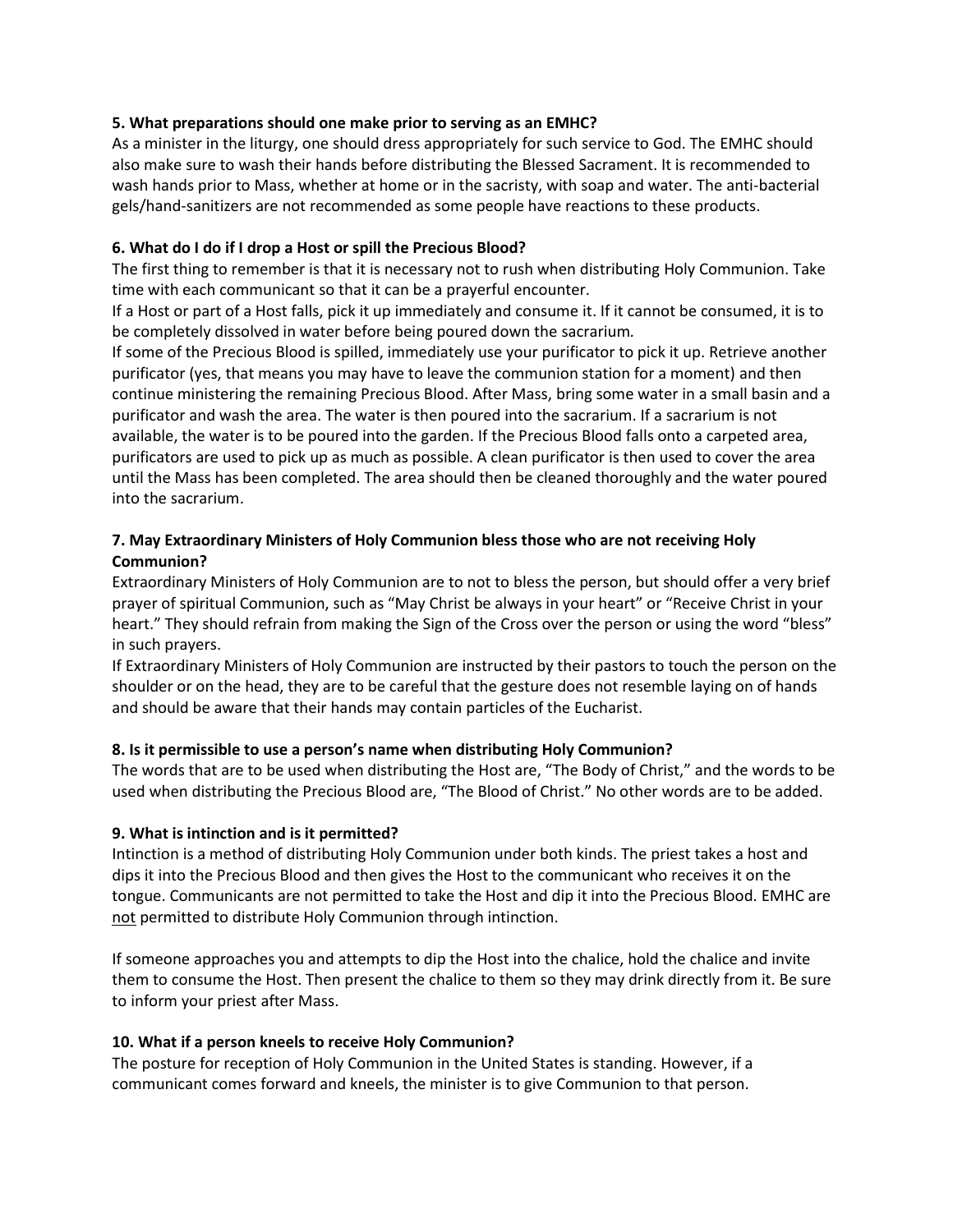**5. What preparations should one make prior to serving as an EMHC?**

As a minister in the liturgy, one should dress appropriately for such service to God. The EMHC should also make sure to wash their hands before distributing the Blessed Sacrament. It is recommended to wash hands prior to Mass, whether at home or in the sacristy, with soap and water. The anti-bacterial gels/hand-sanitizers are not recommended as some people have reactions to these products.

**6. What do I do if I drop a Host or spill the Precious Blood?**

The first thing to remember is that it is necessary not to rush when distributing Holy Communion. Take time with each communicant so that it can be a prayerful encounter.

If a Host or part of a Host falls, pick it up immediately and consume it. If it cannot be consumed, it is to be completely dissolved in water before being poured down the sacrarium.

If some of the Precious Blood is spilled, immediately use your purificator to pick it up. Retrieve another purificator (yes, that means you may have to leave the communion station for a moment) and then continue ministering the remaining Precious Blood. After Mass, bring some water in a small basin and a purificator and wash the area. The water is then poured into the sacrarium. If a sacrarium is not available, the water is to be poured into the garden. If the Precious Blood falls onto a carpeted area, purificators are used to pick up as much as possible. A clean purificator is then used to cover the area until the Mass has been completed. The area should then be cleaned thoroughly and the water poured into the sacrarium.

**7. May Extraordinary Ministers of Holy Communion bless those who are not receiving Holy Communion?**

Extraordinary Ministers of Holy Communion are to not to bless the person, but should offer a very brief prayer of spiritual Communion, such as "May Christ be always in your heart" or "Receive Christ in your heart." They should refrain from making the Sign of the Cross over the person or using the word "bless" in such prayers.

If Extraordinary Ministers of Holy Communion are instructed by their pastors to touch the person on the shoulder or on the head, they are to be careful that the gesture does not resemble laying on of hands and should be aware that their hands may contain particles of the Eucharist.

**8. Is it permissible to use a person's name when distributing Holy Communion?**

The words that are to be used when distributing the Host are, "The Body of Christ," and the words to be used when distributing the Precious Blood are, "The Blood of Christ." No other words are to be added.

**9. What is intinction and is it permitted?**

Intinction is a method of distributing Holy Communion under both kinds. The priest takes a host and dips it into the Precious Blood and then gives the Host to the communicant who receives it on the tongue. Communicants are not permitted to take the Host and dip it into the Precious Blood. EMHC are <u>not</u> permitted to distribute Holy Communion through intinction.

If someone approaches you and attempts to dip the Host into the chalice, hold the chalice and invite them to consume the Host. Then present the chalice to them so they may drink directly from it. Be sure to inform your priest after Mass.

**10. What if a person kneels to receive Holy Communion?**

The posture for reception of Holy Communion in the United States is standing. However, if a communicant comes forward and kneels, the minister is to give Communion to that person.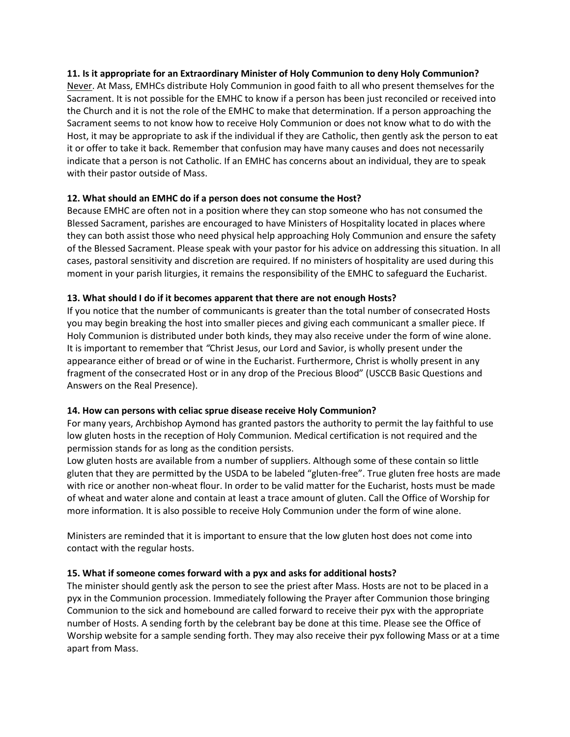**11. Is it appropriate for an Extraordinary Minister of Holy Communion to deny Holy Communion?**

Never. At Mass, EMHCs distribute Holy Communion in good faith to all who present themselves for the Sacrament. It is not possible for the EMHC to know if a person has been just reconciled or received into the Church and it is not the role of the EMHC to make that determination. If a person approaching the Sacrament seems to not know how to receive Holy Communion or does not know what to do with the Host, it may be appropriate to ask if the individual if they are Catholic, then gently ask the person to eat it or offer to take it back. Remember that confusion may have many causes and does not necessarily indicate that a person is not Catholic. If an EMHC has concerns about an individual, they are to speak with their pastor outside of Mass.

**12. What should an EMHC do if a person does not consume the Host?**

Because EMHC are often not in a position where they can stop someone who has not consumed the Blessed Sacrament, parishes are encouraged to have Ministers of Hospitality located in places where they can both assist those who need physical help approaching Holy Communion and ensure the safety of the Blessed Sacrament. Please speak with your pastor for his advice on addressing this situation. In all cases, pastoral sensitivity and discretion are required. If no ministers of hospitality are used during this moment in your parish liturgies, it remains the responsibility of the EMHC to safeguard the Eucharist.

**13. What should I do if it becomes apparent that there are not enough Hosts?**

If you notice that the number of communicants is greater than the total number of consecrated Hosts you may begin breaking the host into smaller pieces and giving each communicant a smaller piece. If Holy Communion is distributed under both kinds, they may also receive under the form of wine alone. It is important to remember that *"*Christ Jesus, our Lord and Savior, is wholly present under the appearance either of bread or of wine in the Eucharist. Furthermore, Christ is wholly present in any fragment of the consecrated Host or in any drop of the Precious Blood" (USCCB Basic Questions and Answers on the Real Presence).

**14. How can persons with celiac sprue disease receive Holy Communion?**

For many years, Archbishop Aymond has granted pastors the authority to permit the lay faithful to use low gluten hosts in the reception of Holy Communion. Medical certification is not required and the permission stands for as long as the condition persists.

Low gluten hosts are available from a number of suppliers. Although some of these contain so little gluten that they are permitted by the USDA to be labeled "gluten-free". True gluten free hosts are made with rice or another non-wheat flour. In order to be valid matter for the Eucharist, hosts must be made of wheat and water alone and contain at least a trace amount of gluten. Call the Office of Worship for more information. It is also possible to receive Holy Communion under the form of wine alone.

Ministers are reminded that it is important to ensure that the low gluten host does not come into contact with the regular hosts.

**15. What if someone comes forward with a pyx and asks for additional hosts?**

The minister should gently ask the person to see the priest after Mass. Hosts are not to be placed in a pyx in the Communion procession. Immediately following the Prayer after Communion those bringing Communion to the sick and homebound are called forward to receive their pyx with the appropriate number of Hosts. A sending forth by the celebrant bay be done at this time. Please see the Office of Worship website for a sample sending forth. They may also receive their pyx following Mass or at a time apart from Mass.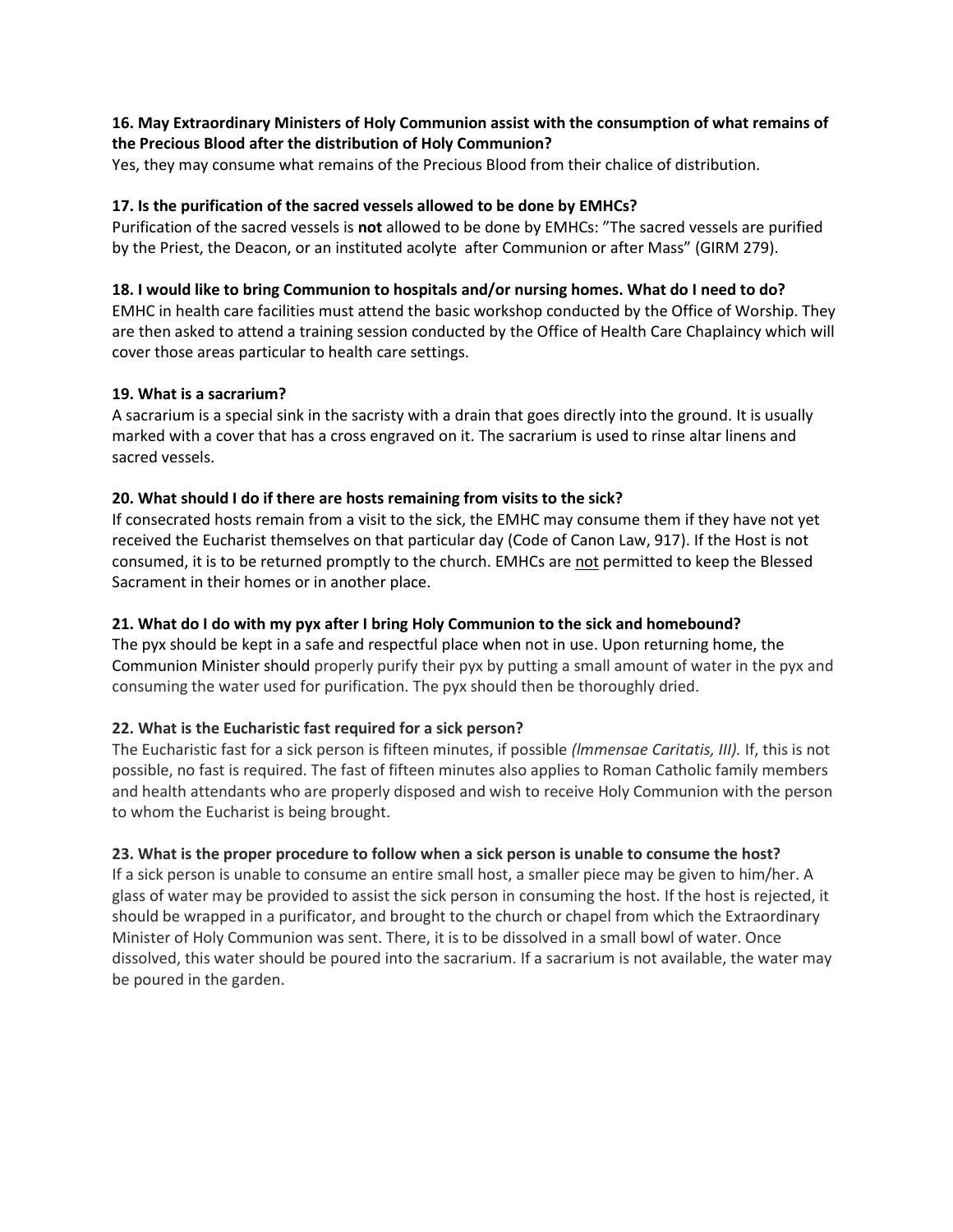**16. May Extraordinary Ministers of Holy Communion assist with the consumption of what remains of the Precious Blood after the distribution of Holy Communion?**

Yes, they may consume what remains of the Precious Blood from their chalice of distribution.

**17. Is the purification of the sacred vessels allowed to be done by EMHCs?**

Purification of the sacred vessels is **not** allowed to be done by EMHCs: "The sacred vessels are purified by the Priest, the Deacon, or an instituted acolyte after Communion or after Mass" (GIRM 279).

**18. I would like to bring Communion to hospitals and/or nursing homes. What do I need to do?**

EMHC in health care facilities must attend the basic workshop conducted by the Office of Worship. They are then asked to attend a training session conducted by the Office of Health Care Chaplaincy which will cover those areas particular to health care settings.

**19. What is a sacrarium?**

A sacrarium is a special sink in the sacristy with a drain that goes directly into the ground. It is usually marked with a cover that has a cross engraved on it. The sacrarium is used to rinse altar linens and sacred vessels.

**20. What should I do if there are hosts remaining from visits to the sick?**

If consecrated hosts remain from a visit to the sick, the EMHC may consume them if they have not yet received the Eucharist themselves on that particular day (Code of Canon Law, 917). If the Host is not consumed, it is to be returned promptly to the church. EMHCs are <u>not</u> permitted to keep the Blessed Sacrament in their homes or in another place.

**21. What do I do with my pyx after I bring Holy Communion to the sick and homebound?**

The pyx should be kept in a safe and respectful place when not in use. Upon returning home, the Communion Minister should properly purify their pyx by putting a small amount of water in the pyx and consuming the water used for purification. The pyx should then be thoroughly dried.

**22. What is the Eucharistic fast required for a sick person?**

The Eucharistic fast for a sick person is fifteen minutes, if possible *(Immensae Caritatis, III).* If, this is not possible, no fast is required. The fast of fifteen minutes also applies to Roman Catholic family members and health attendants who are properly disposed and wish to receive Holy Communion with the person to whom the Eucharist is being brought.

**23. What is the proper procedure to follow when a sick person is unable to consume the host?**

If a sick person is unable to consume an entire small host, a smaller piece may be given to him/her. A glass of water may be provided to assist the sick person in consuming the host. If the host is rejected, it should be wrapped in a purificator, and brought to the church or chapel from which the Extraordinary Minister of Holy Communion was sent. There, it is to be dissolved in a small bowl of water. Once dissolved, this water should be poured into the sacrarium. If a sacrarium is not available, the water may be poured in the garden.